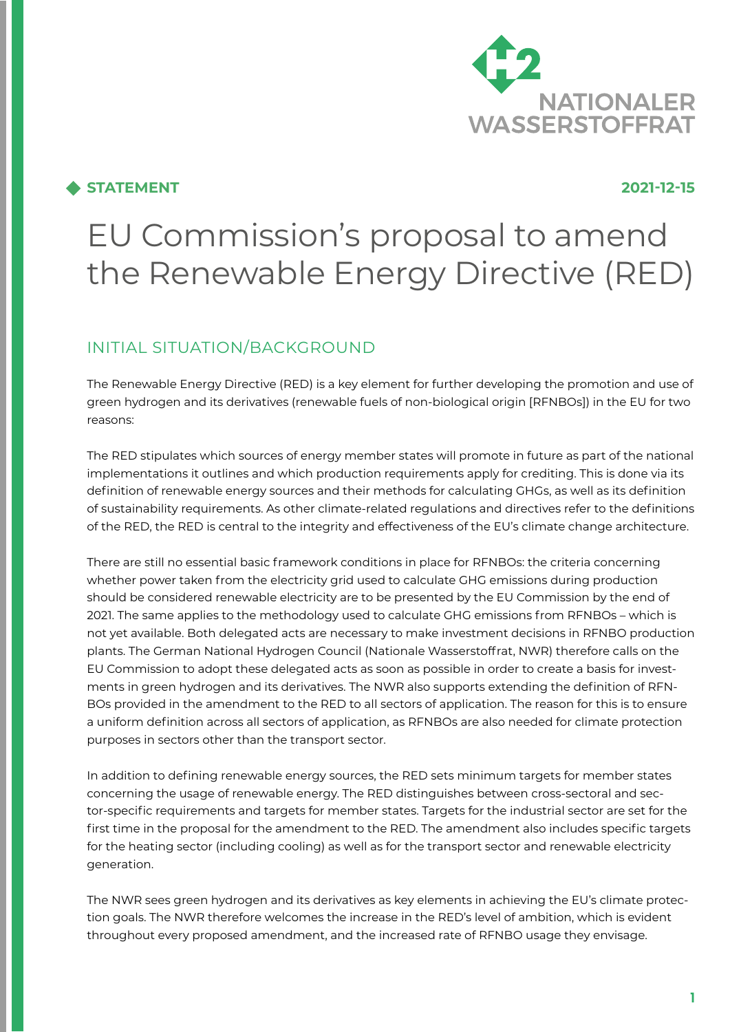NATIONALER WASSERSTOFFRAT

**STATEMENT** **2021-12-15**

# EU Commission's proposal to amend the Renewable Energy Directive (RED)

## INITIAL SITUATION/BACKGROUND

The Renewable Energy Directive (RED) is a key element for further developing the promotion and use of green hydrogen and its derivatives (renewable fuels of non-biological origin [RFNBOs]) in the EU for two reasons:

The RED stipulates which sources of energy member states will promote in future as part of the national implementations it outlines and which production requirements apply for crediting. This is done via its definition of renewable energy sources and their methods for calculating GHGs, as well as its definition of sustainability requirements. As other climate-related regulations and directives refer to the definitions of the RED, the RED is central to the integrity and effectiveness of the EU's climate change architecture.

There are still no essential basic framework conditions in place for RFNBOs: the criteria concerning whether power taken from the electricity grid used to calculate GHG emissions during production should be considered renewable electricity are to be presented by the EU Commission by the end of 2021. The same applies to the methodology used to calculate GHG emissions from RFNBOs – which is not yet available. Both delegated acts are necessary to make investment decisions in RFNBO production plants. The German National Hydrogen Council (Nationale Wasserstoffrat, NWR) therefore calls on the EU Commission to adopt these delegated acts as soon as possible in order to create a basis for investments in green hydrogen and its derivatives. The NWR also supports extending the definition of RFNBOs provided in the amendment to the RED to all sectors of application. The reason for this is to ensure a uniform definition across all sectors of application, as RFNBOs are also needed for climate protection purposes in sectors other than the transport sector.

In addition to defining renewable energy sources, the RED sets minimum targets for member states concerning the usage of renewable energy. The RED distinguishes between cross-sectoral and sector-specific requirements and targets for member states. Targets for the industrial sector are set for the first time in the proposal for the amendment to the RED. The amendment also includes specific targets for the heating sector (including cooling) as well as for the transport sector and renewable electricity generation.

The NWR sees green hydrogen and its derivatives as key elements in achieving the EU's climate protection goals. The NWR therefore welcomes the increase in the RED's level of ambition, which is evident throughout every proposed amendment, and the increased rate of RFNBO usage they envisage.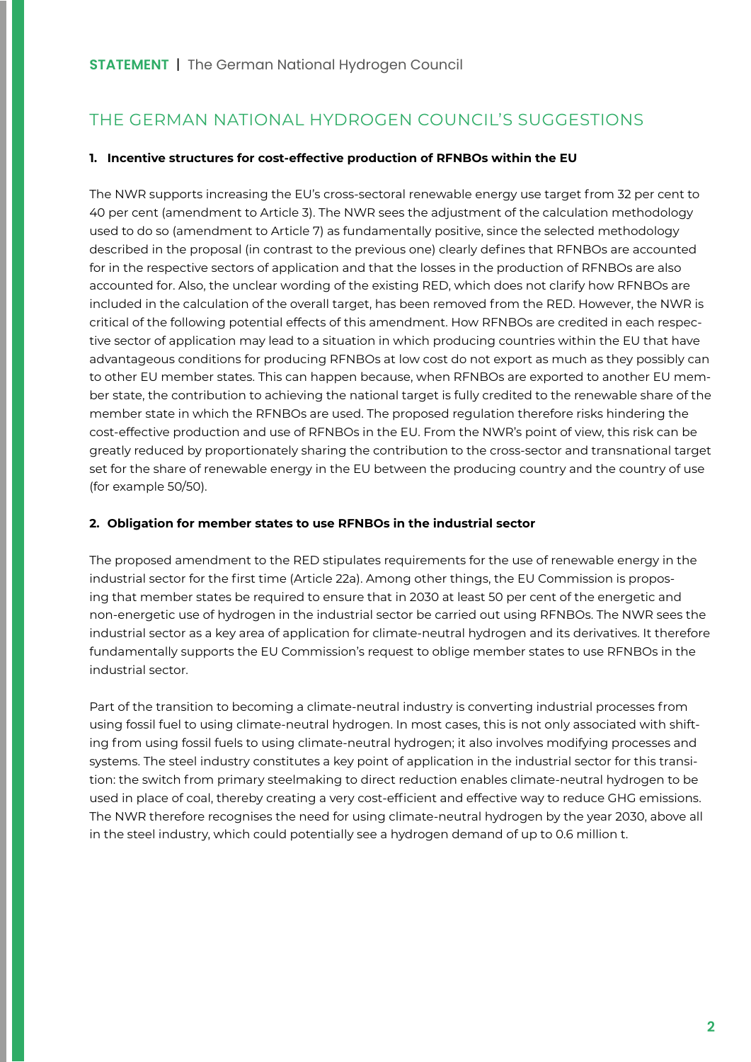## THE GERMAN NATIONAL HYDROGEN COUNCIL'S SUGGESTIONS

### 1. Incentive structures for cost-effective production of RFNBOs within the EU

The NWR supports increasing the EU's cross-sectoral renewable energy use target from 32 per cent to 40 per cent (amendment to Article 3). The NWR sees the adjustment of the calculation methodology used to do so (amendment to Article 7) as fundamentally positive, since the selected methodology described in the proposal (in contrast to the previous one) clearly defines that RFNBOs are accounted for in the respective sectors of application and that the losses in the production of RFNBOs are also accounted for. Also, the unclear wording of the existing RED, which does not clarify how RFNBOs are included in the calculation of the overall target, has been removed from the RED. However, the NWR is critical of the following potential effects of this amendment. How RFNBOs are credited in each respective sector of application may lead to a situation in which producing countries within the EU that have advantageous conditions for producing RFNBOs at low cost do not export as much as they possibly can to other EU member states. This can happen because, when RFNBOs are exported to another EU member state, the contribution to achieving the national target is fully credited to the renewable share of the member state in which the RFNBOs are used. The proposed regulation therefore risks hindering the cost-effective production and use of RFNBOs in the EU. From the NWR's point of view, this risk can be greatly reduced by proportionately sharing the contribution to the cross-sector and transnational target set for the share of renewable energy in the EU between the producing country and the country of use (for example 50/50).

### 2. Obligation for member states to use RFNBOs in the industrial sector

The proposed amendment to the RED stipulates requirements for the use of renewable energy in the industrial sector for the first time (Article 22a). Among other things, the EU Commission is proposing that member states be required to ensure that in 2030 at least 50 per cent of the energetic and non-energetic use of hydrogen in the industrial sector be carried out using RFNBOs. The NWR sees the industrial sector as a key area of application for climate-neutral hydrogen and its derivatives. It therefore fundamentally supports the EU Commission's request to oblige member states to use RFNBOs in the industrial sector.

Part of the transition to becoming a climate-neutral industry is converting industrial processes from using fossil fuel to using climate-neutral hydrogen. In most cases, this is not only associated with shifting from using fossil fuels to using climate-neutral hydrogen; it also involves modifying processes and systems. The steel industry constitutes a key point of application in the industrial sector for this transition: the switch from primary steelmaking to direct reduction enables climate-neutral hydrogen to be used in place of coal, thereby creating a very cost-efficient and effective way to reduce GHG emissions. The NWR therefore recognises the need for using climate-neutral hydrogen by the year 2030, above all in the steel industry, which could potentially see a hydrogen demand of up to 0.6 million t.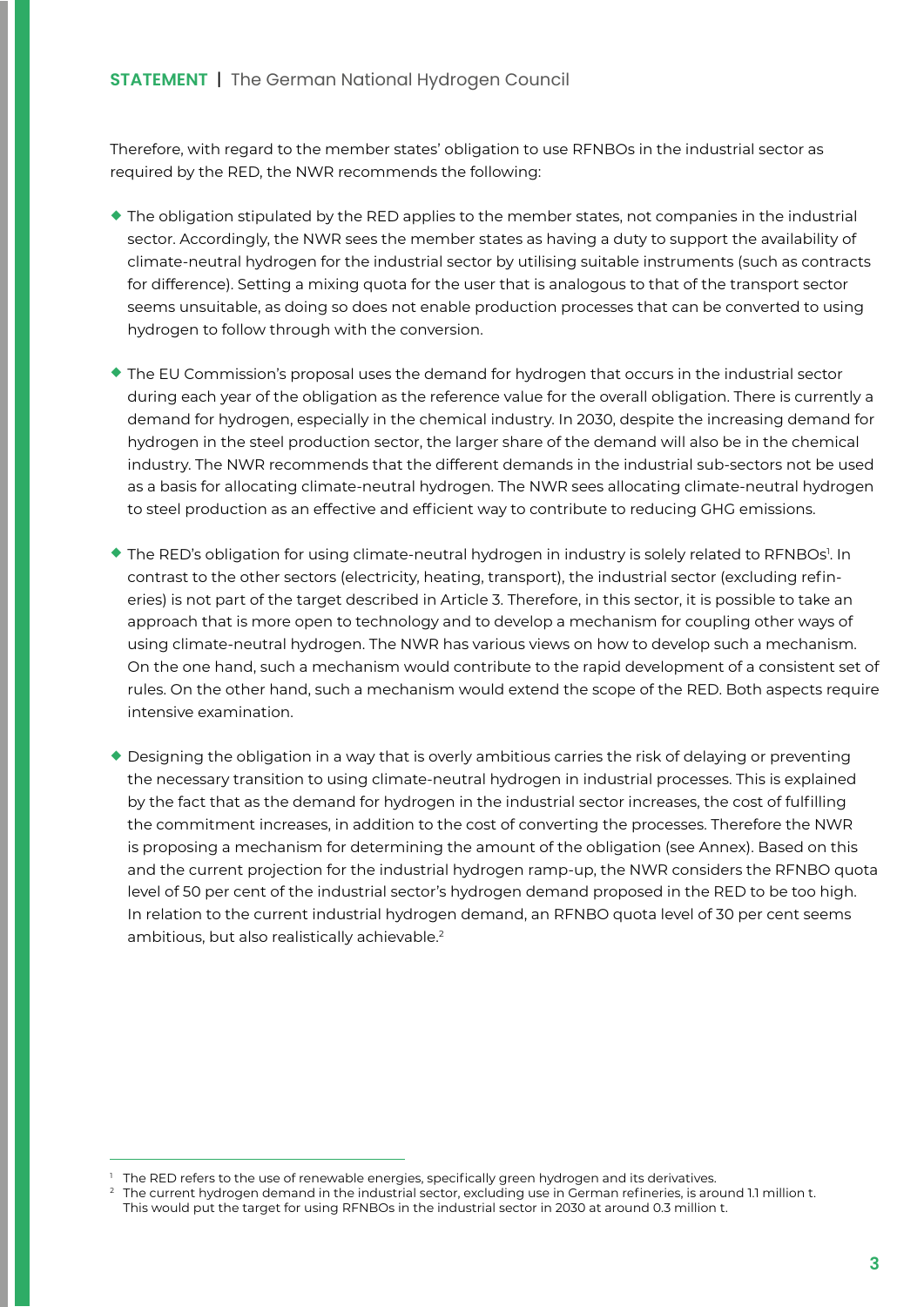Therefore, with regard to the member states' obligation to use RFNBOs in the industrial sector as required by the RED, the NWR recommends the following:

- The obligation stipulated by the RED applies to the member states, not companies in the industrial sector. Accordingly, the NWR sees the member states as having a duty to support the availability of climate-neutral hydrogen for the industrial sector by utilising suitable instruments (such as contracts for difference). Setting a mixing quota for the user that is analogous to that of the transport sector seems unsuitable, as doing so does not enable production processes that can be converted to using hydrogen to follow through with the conversion.

- The EU Commission's proposal uses the demand for hydrogen that occurs in the industrial sector during each year of the obligation as the reference value for the overall obligation. There is currently a demand for hydrogen, especially in the chemical industry. In 2030, despite the increasing demand for hydrogen in the steel production sector, the larger share of the demand will also be in the chemical industry. The NWR recommends that the different demands in the industrial sub-sectors not be used as a basis for allocating climate-neutral hydrogen. The NWR sees allocating climate-neutral hydrogen to steel production as an effective and efficient way to contribute to reducing GHG emissions.

- The RED's obligation for using climate-neutral hydrogen in industry is solely related to RFNBOs[1]. In contrast to the other sectors (electricity, heating, transport), the industrial sector (excluding refineries) is not part of the target described in Article 3. Therefore, in this sector, it is possible to take an approach that is more open to technology and to develop a mechanism for coupling other ways of using climate-neutral hydrogen. The NWR has various views on how to develop such a mechanism. On the one hand, such a mechanism would contribute to the rapid development of a consistent set of rules. On the other hand, such a mechanism would extend the scope of the RED. Both aspects require intensive examination.

- Designing the obligation in a way that is overly ambitious carries the risk of delaying or preventing the necessary transition to using climate-neutral hydrogen in industrial processes. This is explained by the fact that as the demand for hydrogen in the industrial sector increases, the cost of fulfilling the commitment increases, in addition to the cost of converting the processes. Therefore the NWR is proposing a mechanism for determining the amount of the obligation (see Annex). Based on this and the current projection for the industrial hydrogen ramp-up, the NWR considers the RFNBO quota level of 50 per cent of the industrial sector's hydrogen demand proposed in the RED to be too high. In relation to the current industrial hydrogen demand, an RFNBO quota level of 30 per cent seems ambitious, but also realistically achievable.[2]

---

[1] The RED refers to the use of renewable energies, specifically green hydrogen and its derivatives.

[2] The current hydrogen demand in the industrial sector, excluding use in German refineries, is around 1.1 million t. This would put the target for using RFNBOs in the industrial sector in 2030 at around 0.3 million t.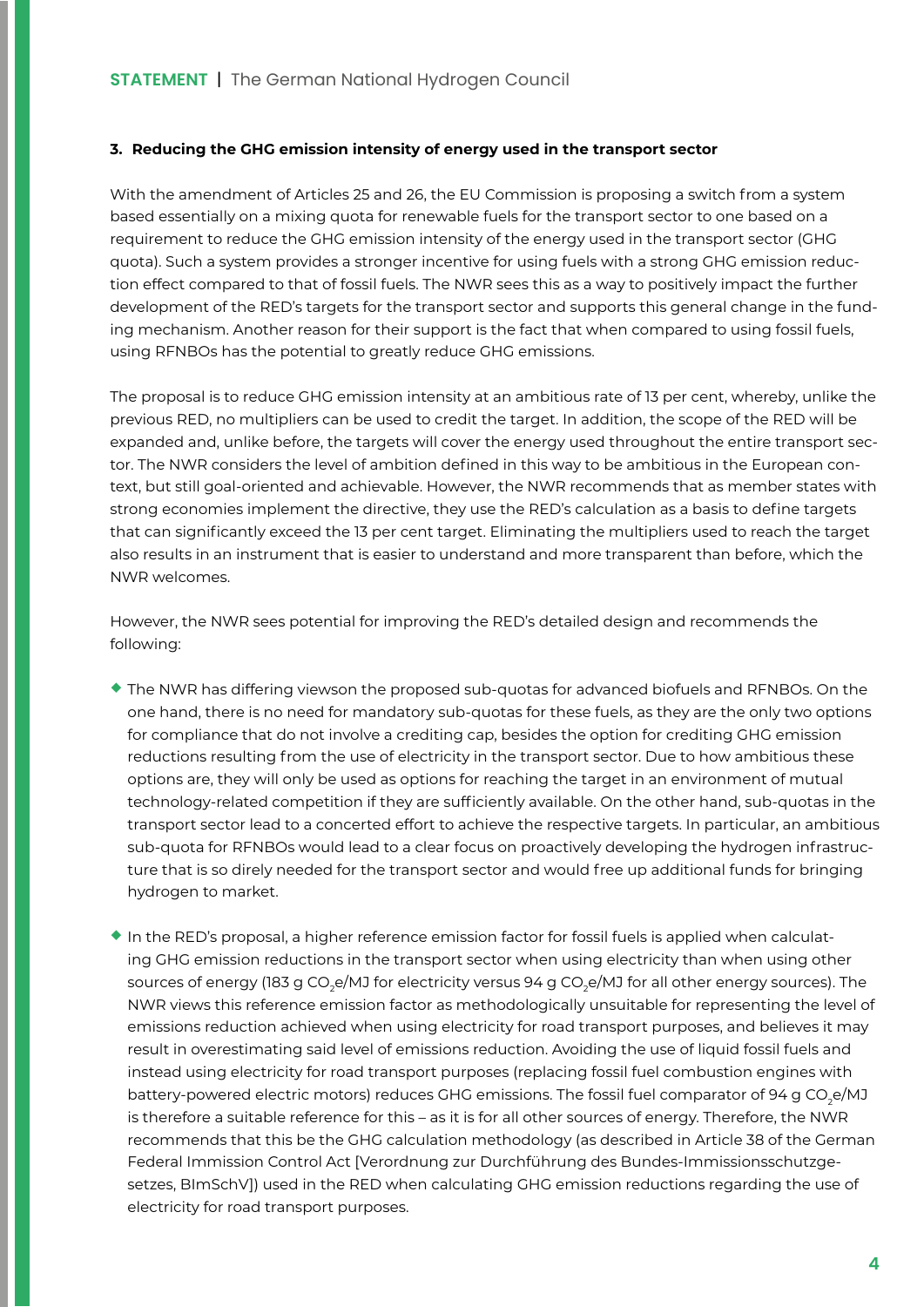### 3. Reducing the GHG emission intensity of energy used in the transport sector

With the amendment of Articles 25 and 26, the EU Commission is proposing a switch from a system based essentially on a mixing quota for renewable fuels for the transport sector to one based on a requirement to reduce the GHG emission intensity of the energy used in the transport sector (GHG quota). Such a system provides a stronger incentive for using fuels with a strong GHG emission reduction effect compared to that of fossil fuels. The NWR sees this as a way to positively impact the further development of the RED's targets for the transport sector and supports this general change in the funding mechanism. Another reason for their support is the fact that when compared to using fossil fuels, using RFNBOs has the potential to greatly reduce GHG emissions.

The proposal is to reduce GHG emission intensity at an ambitious rate of 13 per cent, whereby, unlike the previous RED, no multipliers can be used to credit the target. In addition, the scope of the RED will be expanded and, unlike before, the targets will cover the energy used throughout the entire transport sector. The NWR considers the level of ambition defined in this way to be ambitious in the European context, but still goal-oriented and achievable. However, the NWR recommends that as member states with strong economies implement the directive, they use the RED's calculation as a basis to define targets that can significantly exceed the 13 per cent target. Eliminating the multipliers used to reach the target also results in an instrument that is easier to understand and more transparent than before, which the NWR welcomes.

However, the NWR sees potential for improving the RED's detailed design and recommends the following:

- The NWR has differing viewson the proposed sub-quotas for advanced biofuels and RFNBOs. On the one hand, there is no need for mandatory sub-quotas for these fuels, as they are the only two options for compliance that do not involve a crediting cap, besides the option for crediting GHG emission reductions resulting from the use of electricity in the transport sector. Due to how ambitious these options are, they will only be used as options for reaching the target in an environment of mutual technology-related competition if they are sufficiently available. On the other hand, sub-quotas in the transport sector lead to a concerted effort to achieve the respective targets. In particular, an ambitious sub-quota for RFNBOs would lead to a clear focus on proactively developing the hydrogen infrastructure that is so direly needed for the transport sector and would free up additional funds for bringing hydrogen to market.
- In the RED's proposal, a higher reference emission factor for fossil fuels is applied when calculating GHG emission reductions in the transport sector when using electricity than when using other sources of energy (183 g $CO_2$e/MJ for electricity versus 94 g $CO_2$e/MJ for all other energy sources). The NWR views this reference emission factor as methodologically unsuitable for representing the level of emissions reduction achieved when using electricity for road transport purposes, and believes it may result in overestimating said level of emissions reduction. Avoiding the use of liquid fossil fuels and instead using electricity for road transport purposes (replacing fossil fuel combustion engines with battery-powered electric motors) reduces GHG emissions. The fossil fuel comparator of 94 g $CO_2$e/MJ is therefore a suitable reference for this – as it is for all other sources of energy. Therefore, the NWR recommends that this be the GHG calculation methodology (as described in Article 38 of the German Federal Immission Control Act [Verordnung zur Durchführung des Bundes-Immissionsschutzgesetzes, BImSchV]) used in the RED when calculating GHG emission reductions regarding the use of electricity for road transport purposes.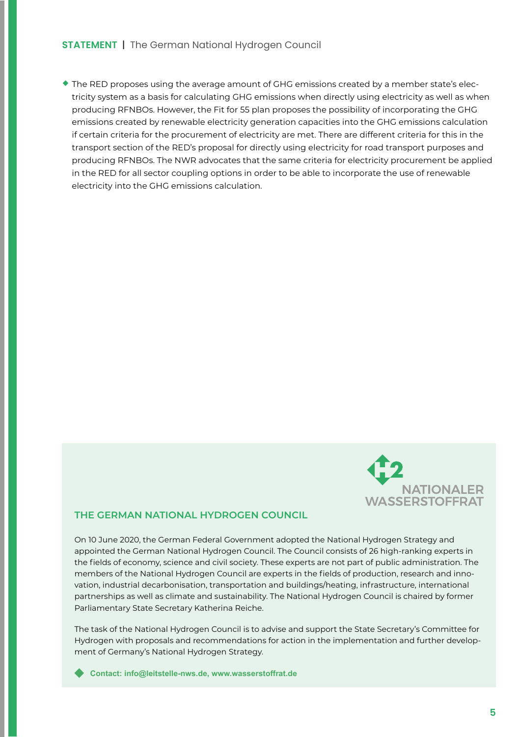- The RED proposes using the average amount of GHG emissions created by a member state's electricity system as a basis for calculating GHG emissions when directly using electricity as well as when producing RFNBOs. However, the Fit for 55 plan proposes the possibility of incorporating the GHG emissions created by renewable electricity generation capacities into the GHG emissions calculation if certain criteria for the procurement of electricity are met. There are different criteria for this in the transport section of the RED's proposal for directly using electricity for road transport purposes and producing RFNBOs. The NWR advocates that the same criteria for electricity procurement be applied in the RED for all sector coupling options in order to be able to incorporate the use of renewable electricity into the GHG emissions calculation.

## THE GERMAN NATIONAL HYDROGEN COUNCIL

On 10 June 2020, the German Federal Government adopted the National Hydrogen Strategy and appointed the German National Hydrogen Council. The Council consists of 26 high-ranking experts in the fields of economy, science and civil society. These experts are not part of public administration. The members of the National Hydrogen Council are experts in the fields of production, research and innovation, industrial decarbonisation, transportation and buildings/heating, infrastructure, international partnerships as well as climate and sustainability. The National Hydrogen Council is chaired by former Parliamentary State Secretary Katherina Reiche.

The task of the National Hydrogen Council is to advise and support the State Secretary's Committee for Hydrogen with proposals and recommendations for action in the implementation and further development of Germany's National Hydrogen Strategy.

**Contact: info@leitstelle-nws.de, www.wasserstoffrat.de**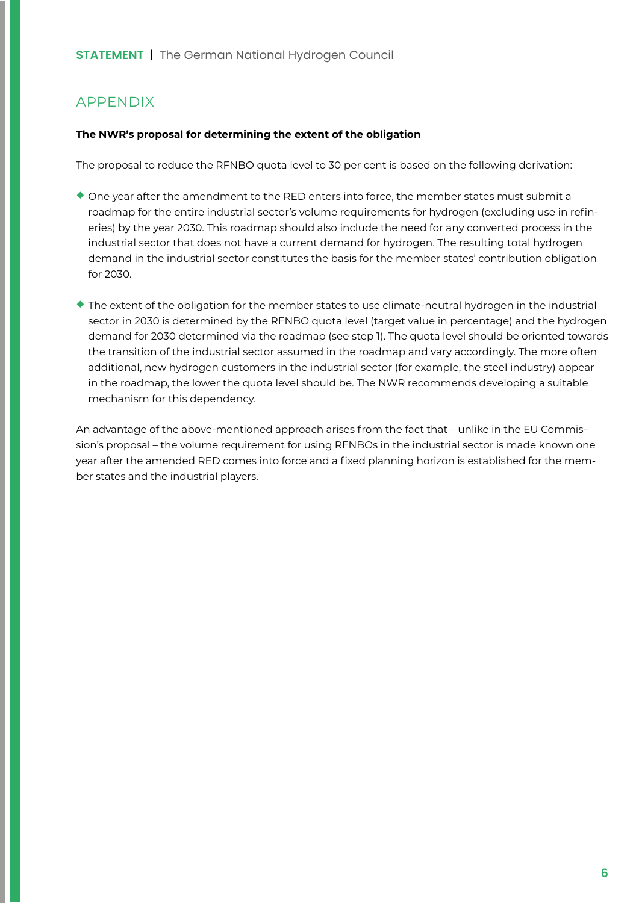## APPENDIX

**The NWR's proposal for determining the extent of the obligation**

The proposal to reduce the RFNBO quota level to 30 per cent is based on the following derivation:

- One year after the amendment to the RED enters into force, the member states must submit a roadmap for the entire industrial sector's volume requirements for hydrogen (excluding use in refineries) by the year 2030. This roadmap should also include the need for any converted process in the industrial sector that does not have a current demand for hydrogen. The resulting total hydrogen demand in the industrial sector constitutes the basis for the member states' contribution obligation for 2030.

- The extent of the obligation for the member states to use climate-neutral hydrogen in the industrial sector in 2030 is determined by the RFNBO quota level (target value in percentage) and the hydrogen demand for 2030 determined via the roadmap (see step 1). The quota level should be oriented towards the transition of the industrial sector assumed in the roadmap and vary accordingly. The more often additional, new hydrogen customers in the industrial sector (for example, the steel industry) appear in the roadmap, the lower the quota level should be. The NWR recommends developing a suitable mechanism for this dependency.

An advantage of the above-mentioned approach arises from the fact that – unlike in the EU Commission's proposal – the volume requirement for using RFNBOs in the industrial sector is made known one year after the amended RED comes into force and a fixed planning horizon is established for the member states and the industrial players.